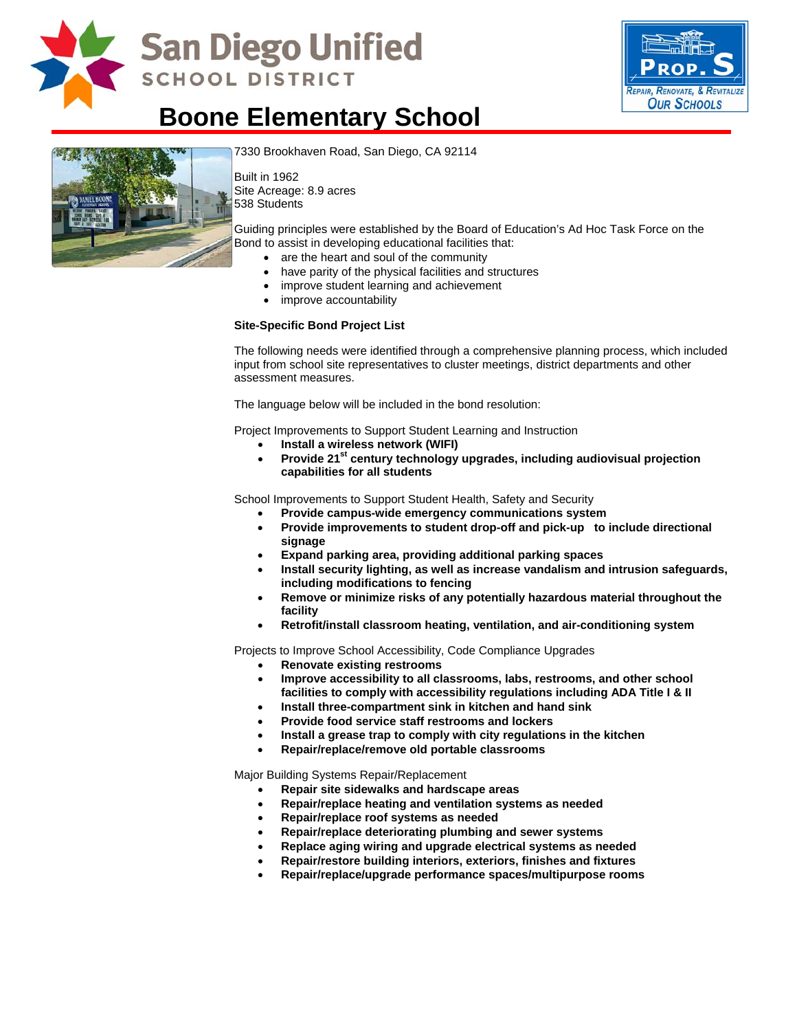San Diego Unified SCHOOL DISTRICT

PROP. S — Repair, Renovate, & Revitalize Our Schools

# Boone Elementary School

7330 Brookhaven Road, San Diego, CA 92114

Built in 1962
Site Acreage: 8.9 acres
538 Students

Guiding principles were established by the Board of Education's Ad Hoc Task Force on the Bond to assist in developing educational facilities that:

- are the heart and soul of the community
- have parity of the physical facilities and structures
- improve student learning and achievement
- improve accountability

**Site-Specific Bond Project List**

The following needs were identified through a comprehensive planning process, which included input from school site representatives to cluster meetings, district departments and other assessment measures.

The language below will be included in the bond resolution:

Project Improvements to Support Student Learning and Instruction

- **Install a wireless network (WIFI)**
- **Provide 21st century technology upgrades, including audiovisual projection capabilities for all students**

School Improvements to Support Student Health, Safety and Security

- **Provide campus-wide emergency communications system**
- **Provide improvements to student drop-off and pick-up to include directional signage**
- **Expand parking area, providing additional parking spaces**
- **Install security lighting, as well as increase vandalism and intrusion safeguards, including modifications to fencing**
- **Remove or minimize risks of any potentially hazardous material throughout the facility**
- **Retrofit/install classroom heating, ventilation, and air-conditioning system**

Projects to Improve School Accessibility, Code Compliance Upgrades

- **Renovate existing restrooms**
- **Improve accessibility to all classrooms, labs, restrooms, and other school facilities to comply with accessibility regulations including ADA Title I & II**
- **Install three-compartment sink in kitchen and hand sink**
- **Provide food service staff restrooms and lockers**
- **Install a grease trap to comply with city regulations in the kitchen**
- **Repair/replace/remove old portable classrooms**

Major Building Systems Repair/Replacement

- **Repair site sidewalks and hardscape areas**
- **Repair/replace heating and ventilation systems as needed**
- **Repair/replace roof systems as needed**
- **Repair/replace deteriorating plumbing and sewer systems**
- **Replace aging wiring and upgrade electrical systems as needed**
- **Repair/restore building interiors, exteriors, finishes and fixtures**
- **Repair/replace/upgrade performance spaces/multipurpose rooms**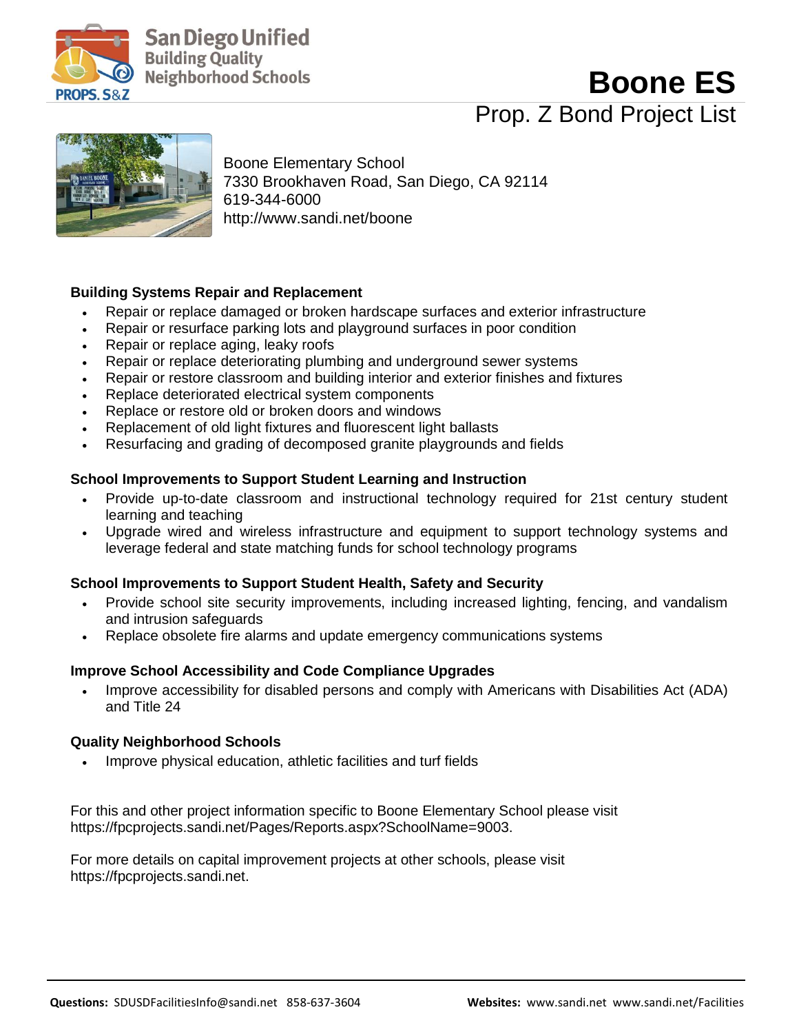# Boone ES

## Prop. Z Bond Project List

Boone Elementary School
7330 Brookhaven Road, San Diego, CA 92114
619-344-6000
http://www.sandi.net/boone

**Building Systems Repair and Replacement**

- Repair or replace damaged or broken hardscape surfaces and exterior infrastructure
- Repair or resurface parking lots and playground surfaces in poor condition
- Repair or replace aging, leaky roofs
- Repair or replace deteriorating plumbing and underground sewer systems
- Repair or restore classroom and building interior and exterior finishes and fixtures
- Replace deteriorated electrical system components
- Replace or restore old or broken doors and windows
- Replacement of old light fixtures and fluorescent light ballasts
- Resurfacing and grading of decomposed granite playgrounds and fields

**School Improvements to Support Student Learning and Instruction**

- Provide up-to-date classroom and instructional technology required for 21st century student learning and teaching
- Upgrade wired and wireless infrastructure and equipment to support technology systems and leverage federal and state matching funds for school technology programs

**School Improvements to Support Student Health, Safety and Security**

- Provide school site security improvements, including increased lighting, fencing, and vandalism and intrusion safeguards
- Replace obsolete fire alarms and update emergency communications systems

**Improve School Accessibility and Code Compliance Upgrades**

- Improve accessibility for disabled persons and comply with Americans with Disabilities Act (ADA) and Title 24

**Quality Neighborhood Schools**

- Improve physical education, athletic facilities and turf fields

For this and other project information specific to Boone Elementary School please visit https://fpcprojects.sandi.net/Pages/Reports.aspx?SchoolName=9003.

For more details on capital improvement projects at other schools, please visit https://fpcprojects.sandi.net.

**Questions:** SDUSDFacilitiesInfo@sandi.net 858-637-3604 **Websites:** www.sandi.net www.sandi.net/Facilities